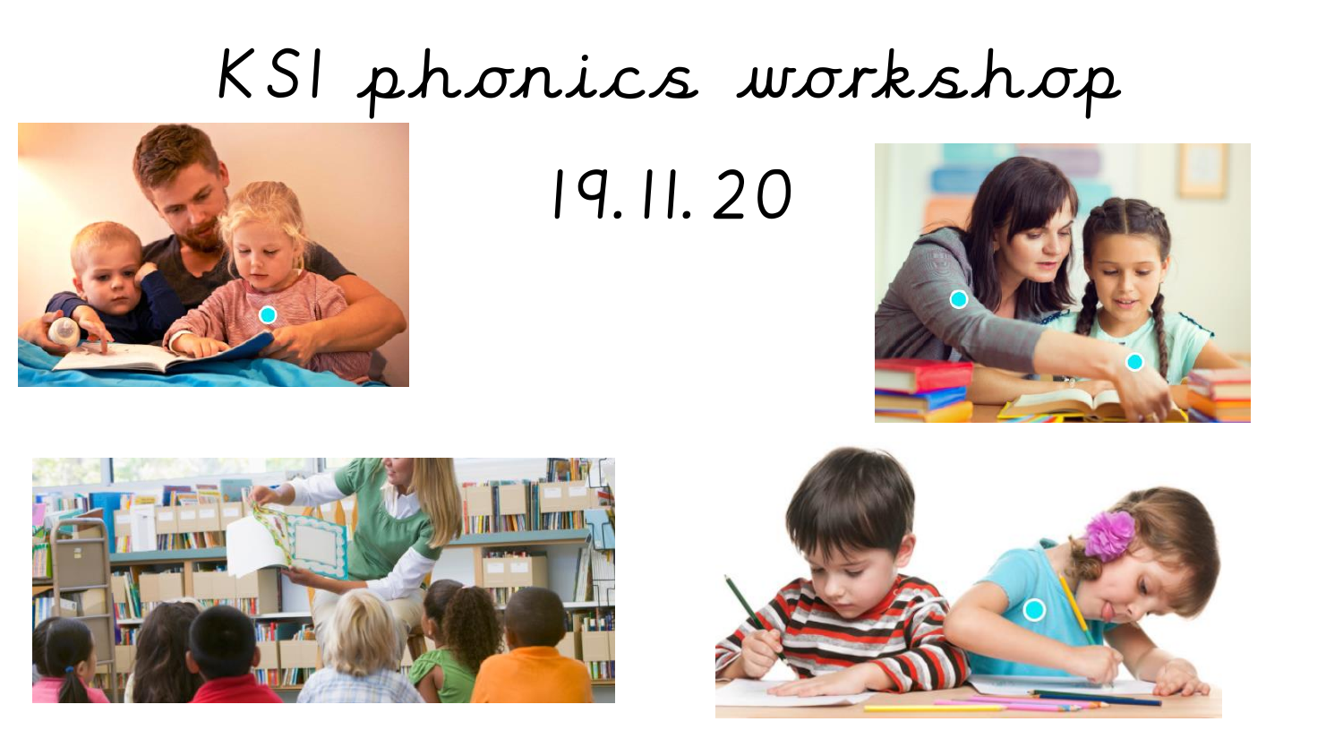# KS1 phonics workshop

19.11.20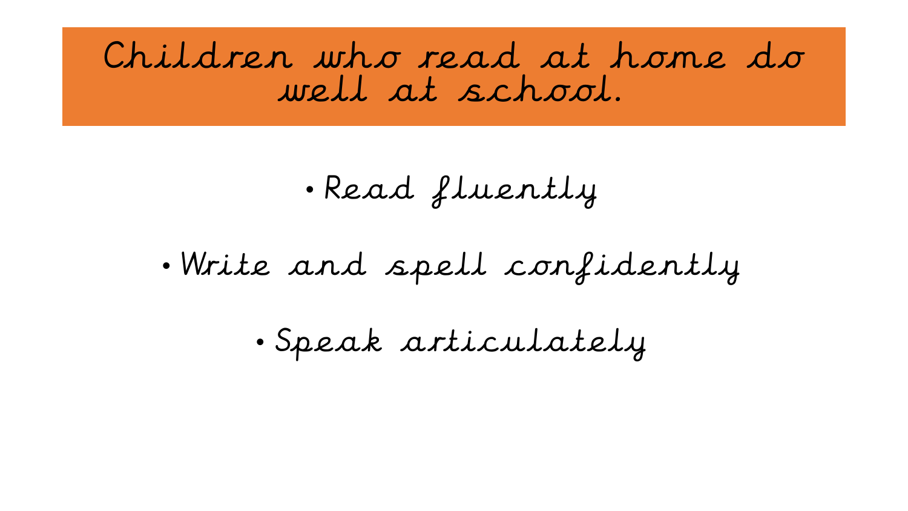# Children who read at home do well at school.

- Read fluently
- Write and spell confidently
- Speak articulately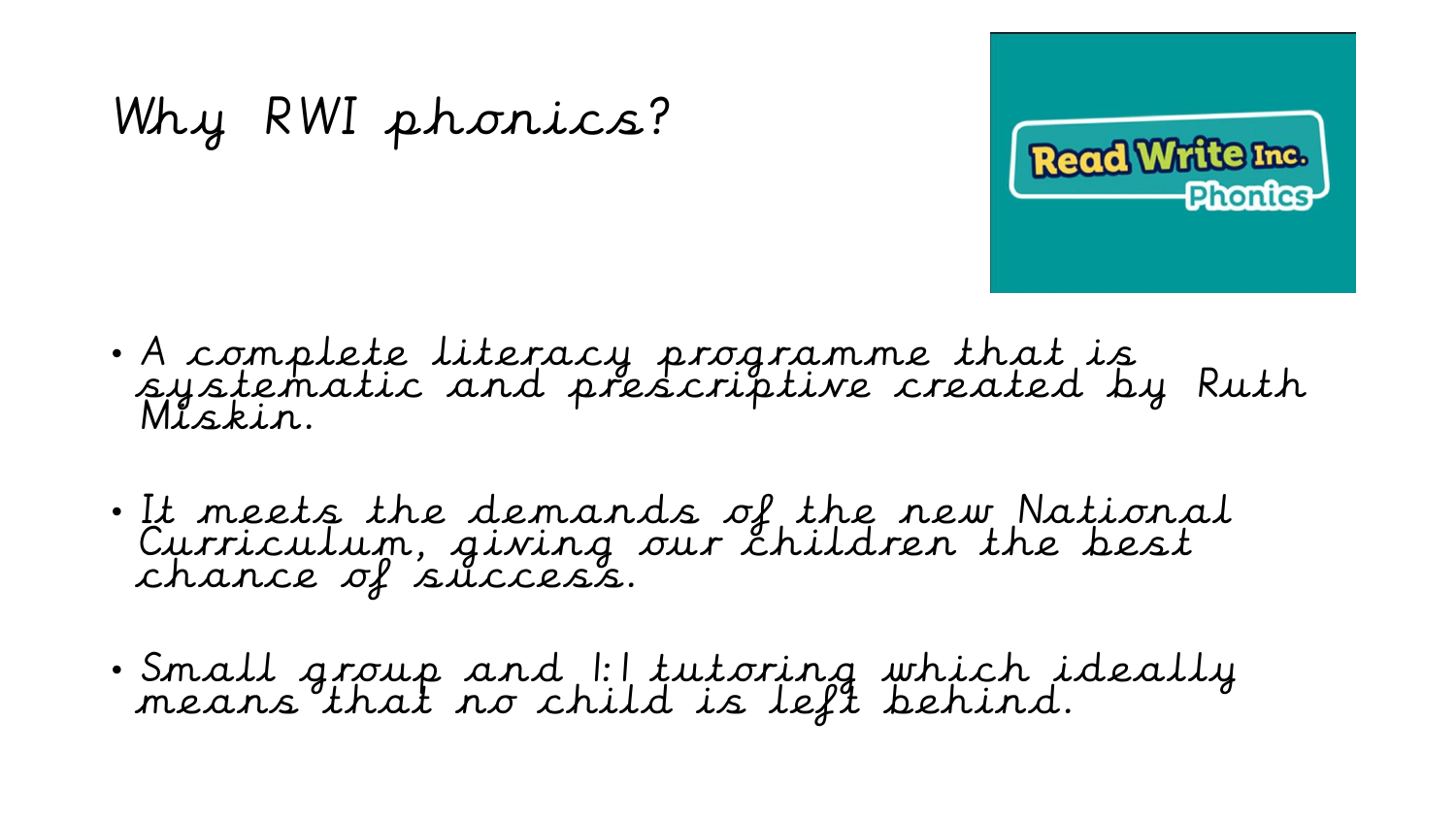# Why RWI phonics?

- A complete literacy programme that is systematic and prescriptive created by Ruth Miskin.
- It meets the demands of the new National Curriculum, giving our children the best chance of success.
- Small group and 1:1 tutoring which ideally means that no child is left behind.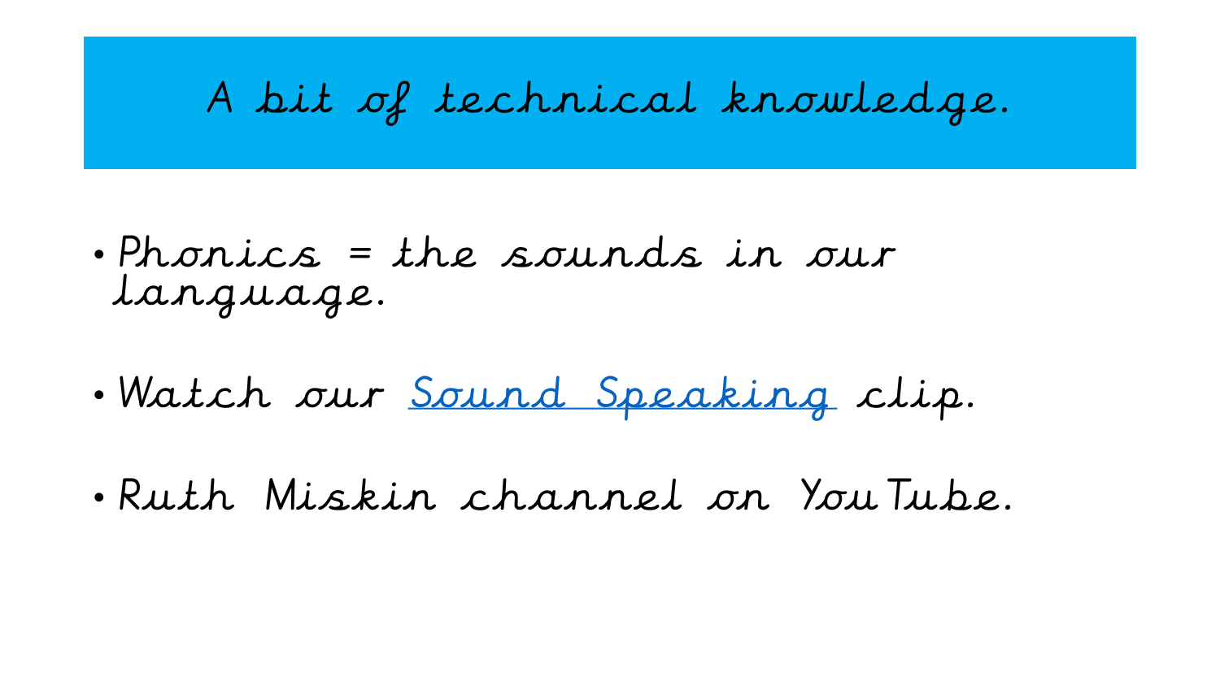# A bit of technical knowledge.

- Phonics = the sounds in our language.
- Watch our Sound Speaking clip.
- Ruth Miskin channel on YouTube.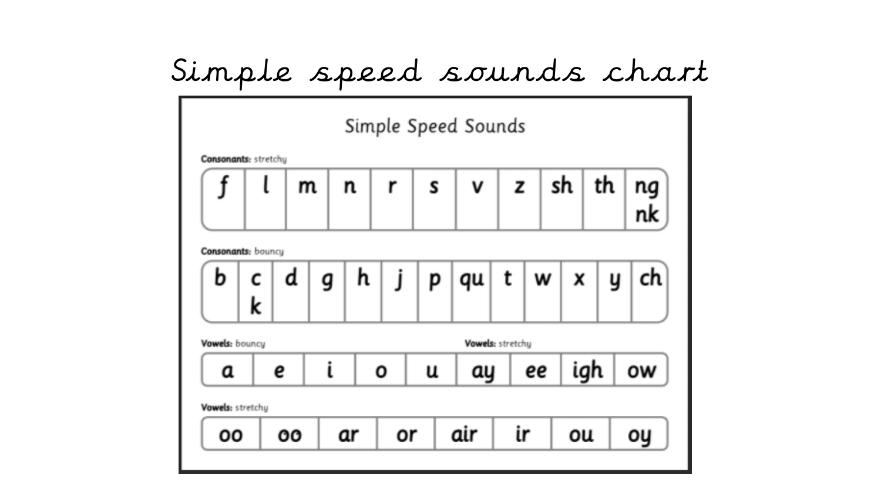# Simple speed sounds chart

## Simple Speed Sounds

**Consonants:** stretchy

| f | l | m | n | r | s | v | z | sh | th | ng nk |
|---|---|---|---|---|---|---|---|---|---|---|

**Consonants:** bouncy

| b | c k | d | g | h | j | p | qu | t | w | x | y | ch |
|---|---|---|---|---|---|---|---|---|---|---|---|---|

**Vowels:** bouncy — **Vowels:** stretchy

| a | e | i | o | u | ay | ee | igh | ow |
|---|---|---|---|---|---|---|---|---|

**Vowels:** stretchy

| oo | oo | ar | or | air | ir | ou | oy |
|---|---|---|---|---|---|---|---|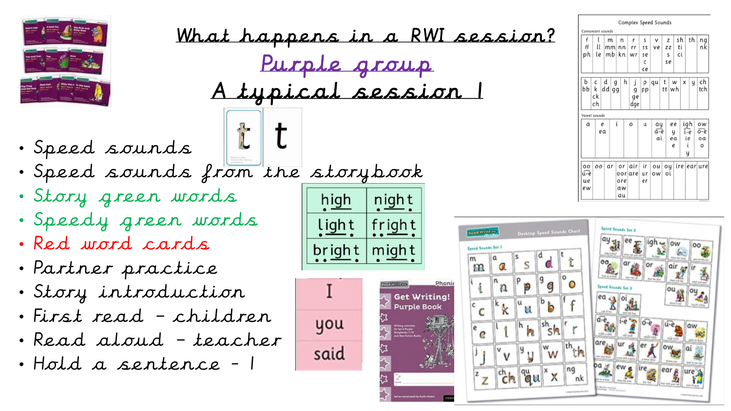# What happens in a RWI session?

## Purple group

## A typical session 1

- Speed sounds
- Speed sounds from the storybook
- Story green words
- Speedy green words
- Red word cards
- Partner practice
- Story introduction
- First read – children
- Read aloud – teacher
- Hold a sentence – 1

| high | night |
| --- | --- |
| light | fright |
| bright | might |

I
you
said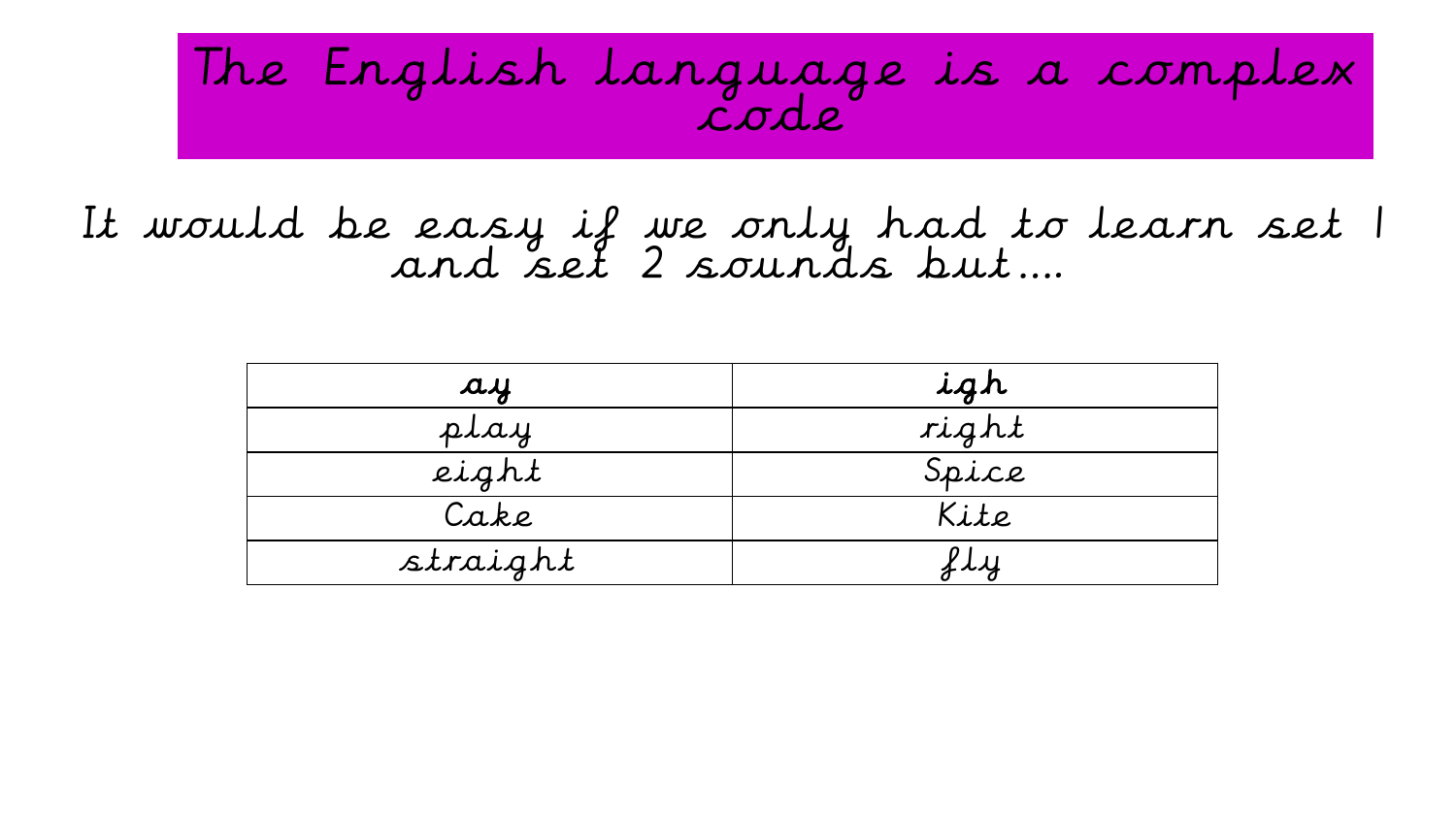# The English language is a complex code

It would be easy if we only had to learn set 1 and set 2 sounds but....

| ay | igh |
|---|---|
| play | right |
| eight | Spice |
| Cake | Kite |
| straight | fly |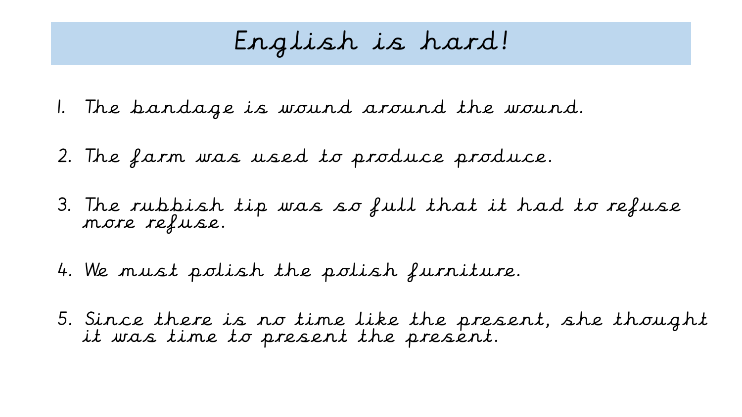# English is hard!

1. The bandage is wound around the wound.
2. The farm was used to produce produce.
3. The rubbish tip was so full that it had to refuse more refuse.
4. We must polish the polish furniture.
5. Since there is no time like the present, she thought it was time to present the present.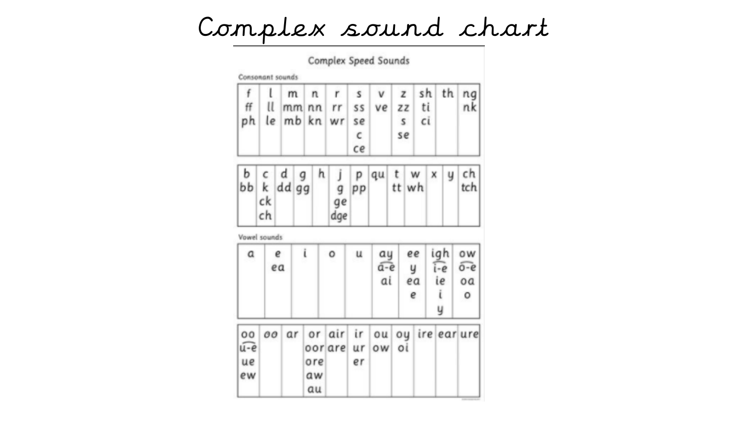# Complex sound chart

## Complex Speed Sounds

### Consonant sounds

| f | l | m | n | r | s | v | z | sh | th | ng |
|---|---|---|---|---|---|---|---|---|---|---|
| ff | ll | mm | nn | rr | ss | ve | zz | ti | | nk |
| ph | le | mb | kn | wr | se | | s | ci | | |
| | | | | | c | | se | | | |
| | | | | | ce | | | | | |

| b | c | d | g | h | j | p | qu | t | w | x | y | ch |
|---|---|---|---|---|---|---|---|---|---|---|---|---|
| bb | k | dd | gg | | g | pp | | tt | wh | | | tch |
| | ck | | | | ge | | | | | | | |
| | ch | | | | dge | | | | | | | |

### Vowel sounds

| a | e | i | o | u | ay | ee | igh | ow |
|---|---|---|---|---|---|---|---|---|
| | ea | | | | a-e | y | i-e | o-e |
| | | | | | ai | ea | ie | oa |
| | | | | | | e | i | o |
| | | | | | | | y | |

| oo | oo | ar | or | air | ir | ou | oy | ire | ear | ure |
|---|---|---|---|---|---|---|---|---|---|---|
| u-e | | | oor | are | ur | ow | oi | | | |
| ue | | | ore | | er | | | | | |
| ew | | | aw | | | | | | | |
| | | | au | | | | | | | |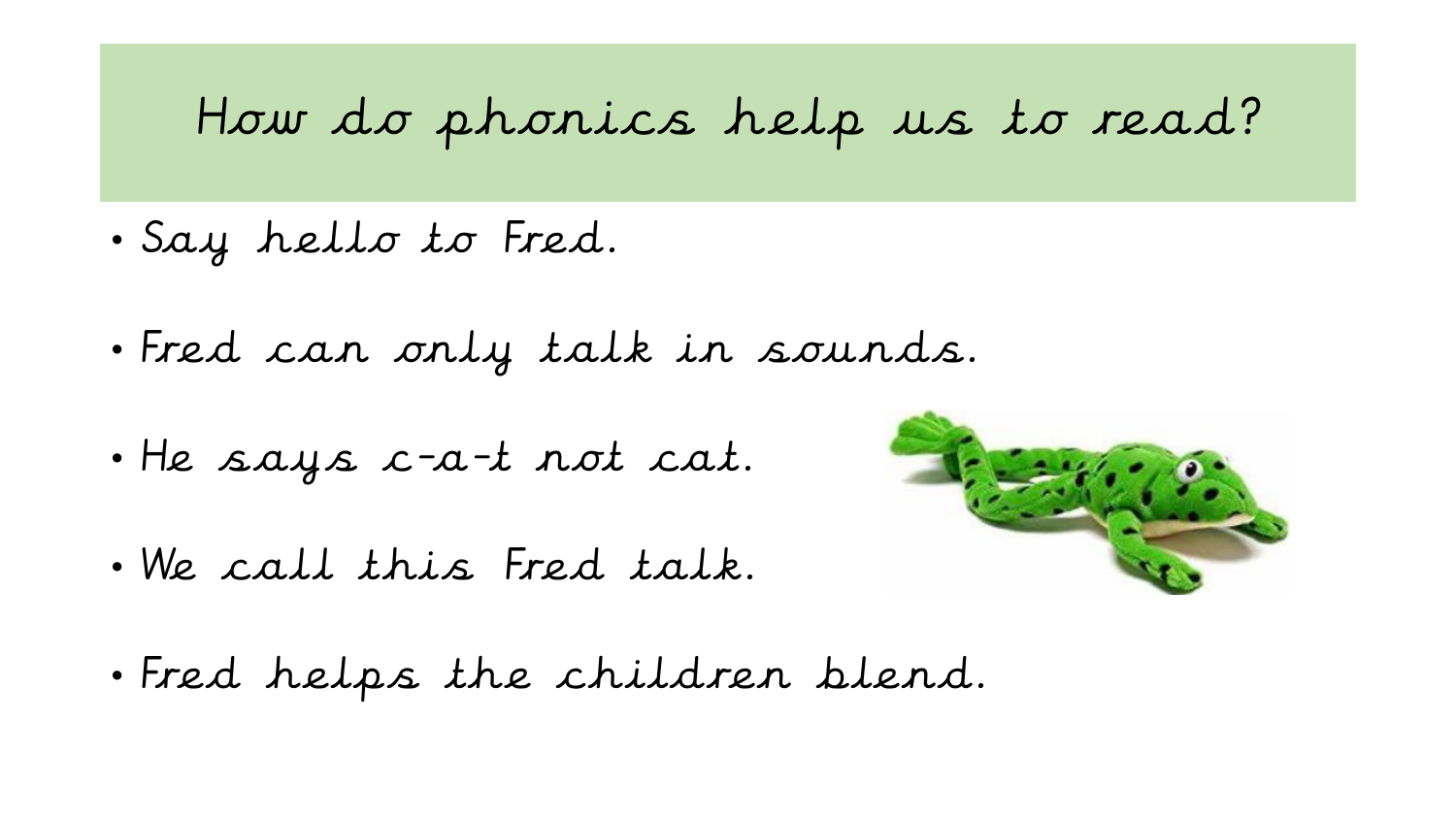# How do phonics help us to read?

- Say hello to Fred.
- Fred can only talk in sounds.
- He says c-a-t not cat.
- We call this Fred talk.
- Fred helps the children blend.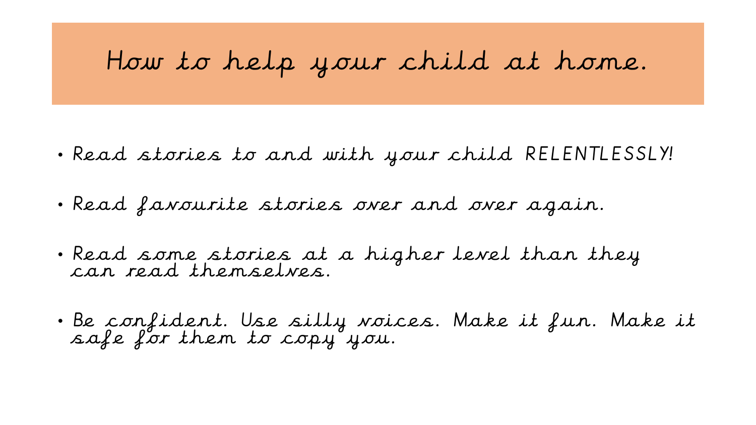# How to help your child at home.

- Read stories to and with your child RELENTLESSLY!
- Read favourite stories over and over again.
- Read some stories at a higher level than they can read themselves.
- Be confident. Use silly voices. Make it fun. Make it safe for them to copy you.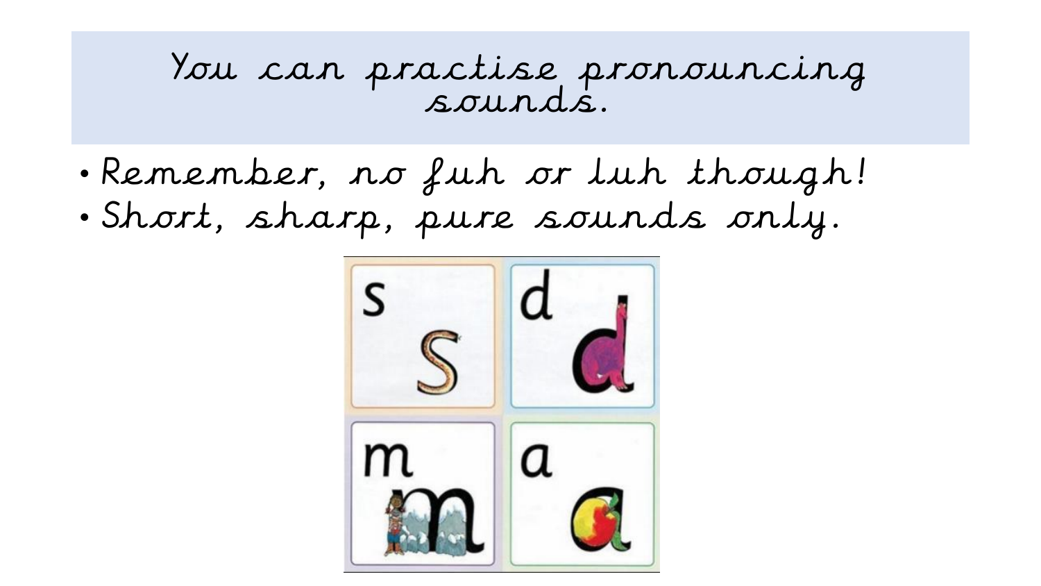# You can practise pronouncing sounds.

- Remember, no fuh or luh though!
- Short, sharp, pure sounds only.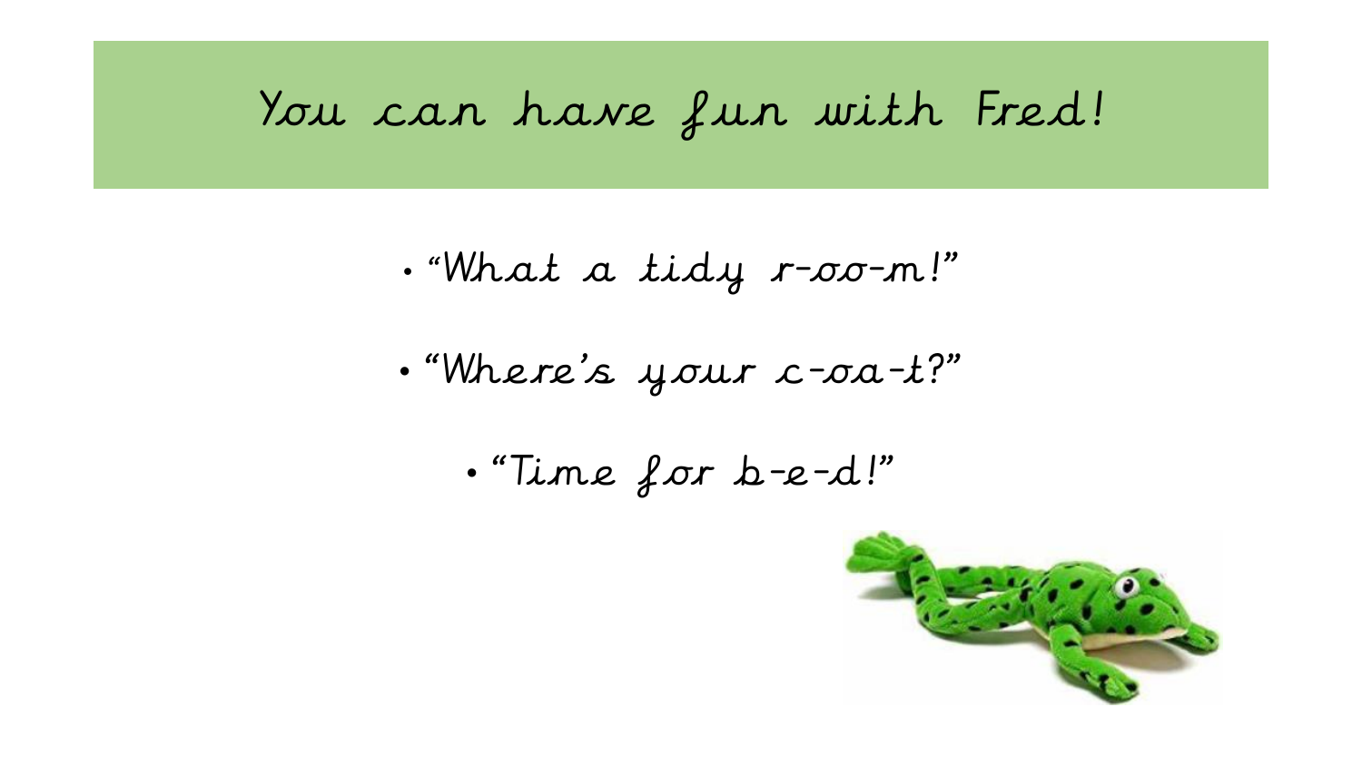# You can have fun with Fred!

- "What a tidy r-oo-m!"
- "Where's your c-oa-t?"
- "Time for b-e-d!"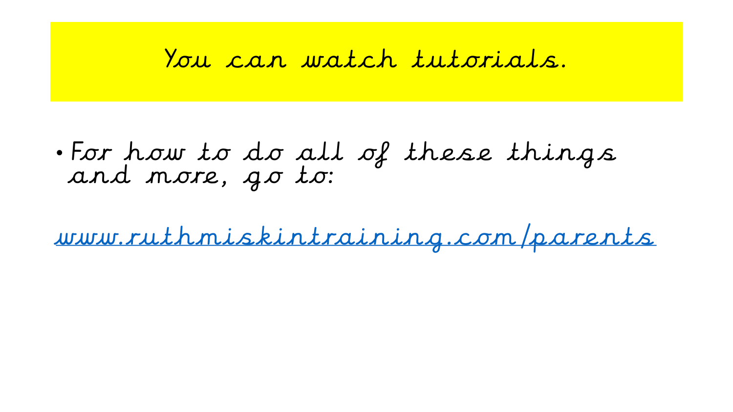# You can watch tutorials.

- For how to do all of these things and more, go to:

[www.ruthmiskintraining.com/parents](http://www.ruthmiskintraining.com/parents)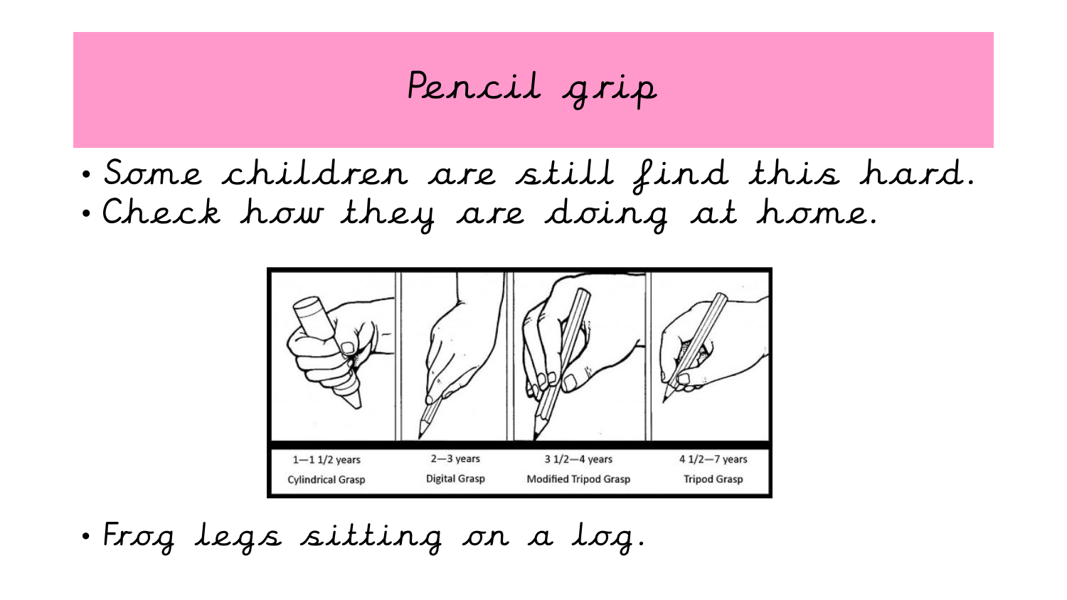# Pencil grip

- Some children are still find this hard.
- Check how they are doing at home.

| 1—1 1/2 years | 2—3 years | 3 1/2—4 years | 4 1/2—7 years |
|---|---|---|---|
| Cylindrical Grasp | Digital Grasp | Modified Tripod Grasp | Tripod Grasp |

- Frog legs sitting on a log.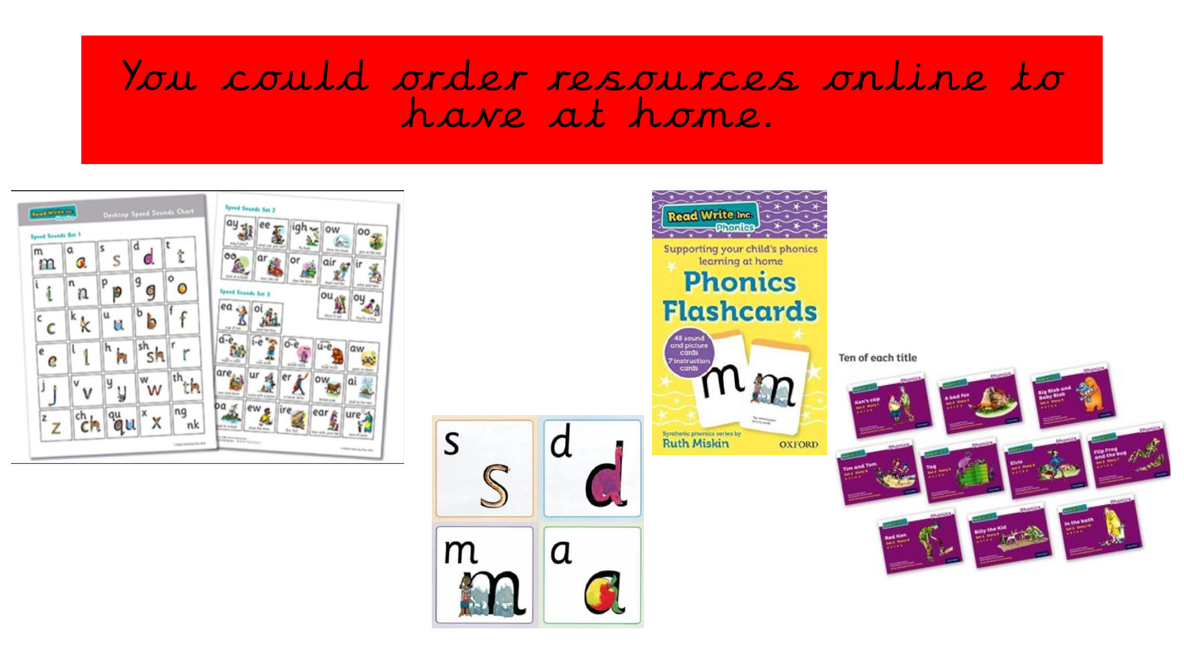# You could order resources online to have at home.

Ten of each title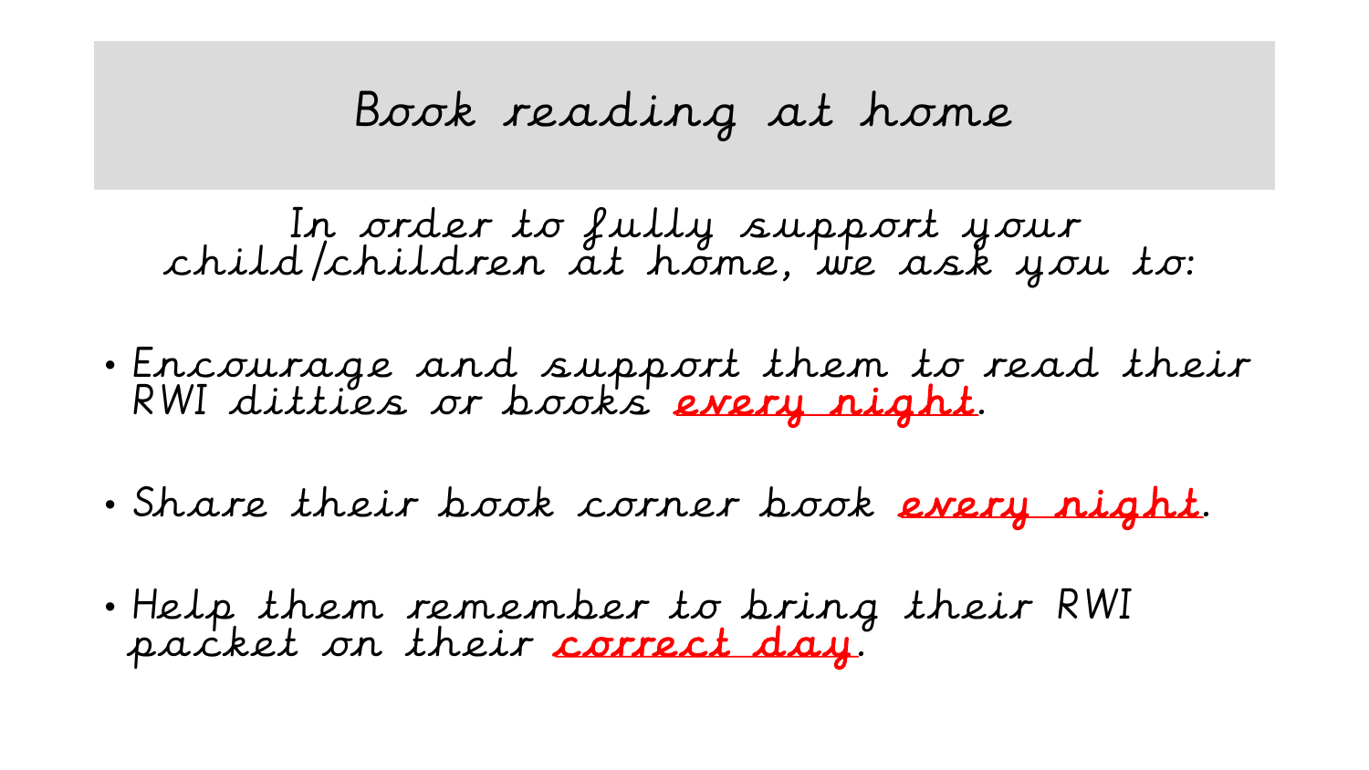# Book reading at home

In order to fully support your child/children at home, we ask you to:

- Encourage and support them to read their RWI ditties or books **every night**.
- Share their book corner book **every night**.
- Help them remember to bring their RWI packet on their **correct day**.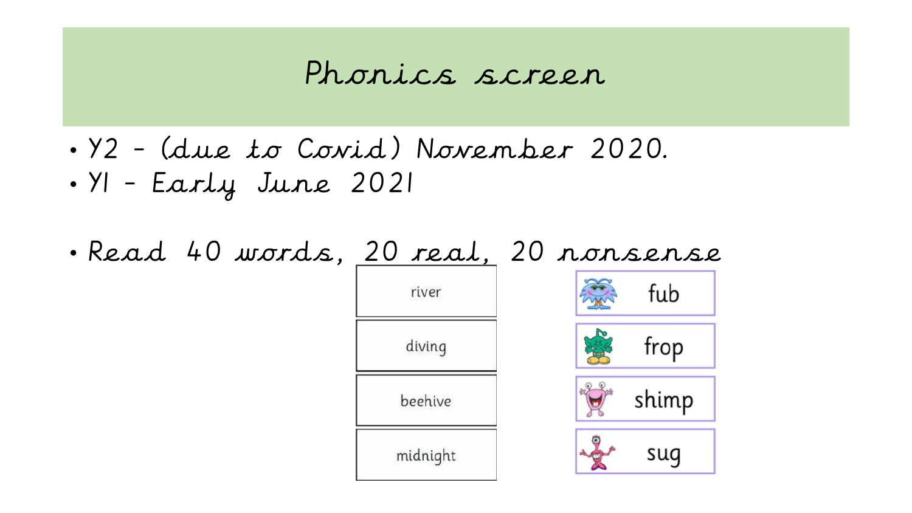# Phonics screen

- Y2 – (due to Covid) November 2020.
- Y1 – Early June 2021

- Read 40 words, 20 real, 20 nonsense

| Real | Nonsense |
|---|---|
| river | fub |
| diving | frop |
| beehive | shimp |
| midnight | sug |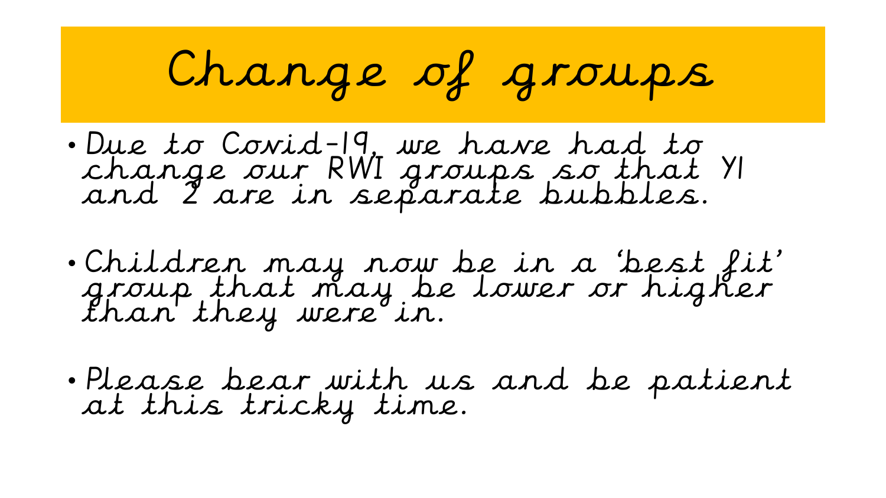# Change of groups

- Due to Covid-19, we have had to change our RWI groups so that Y1 and 2 are in separate bubbles.
- Children may now be in a 'best fit' group that may be lower or higher than they were in.
- Please bear with us and be patient at this tricky time.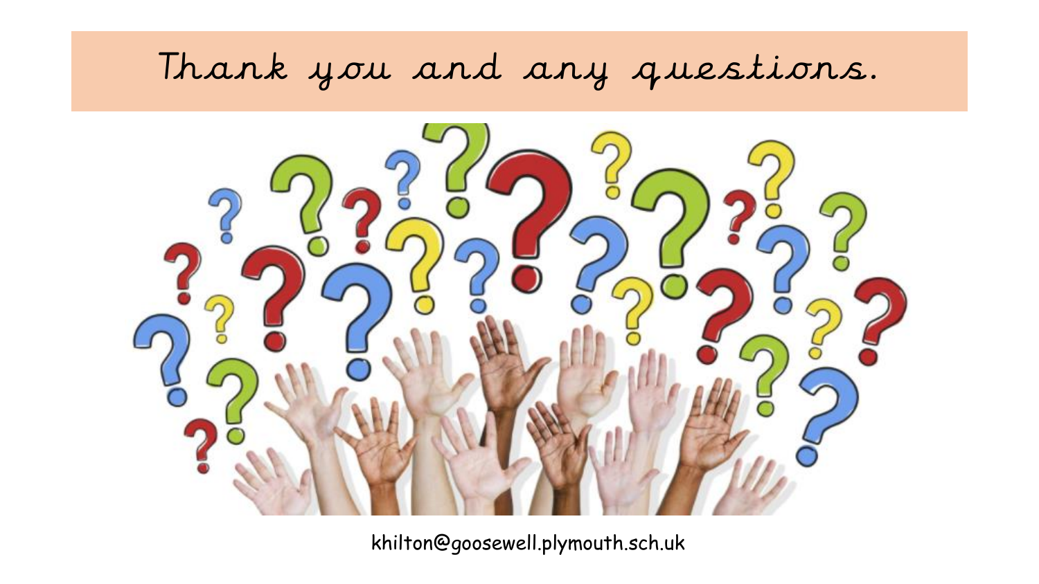# Thank you and any questions.

khilton@goosewell.plymouth.sch.uk